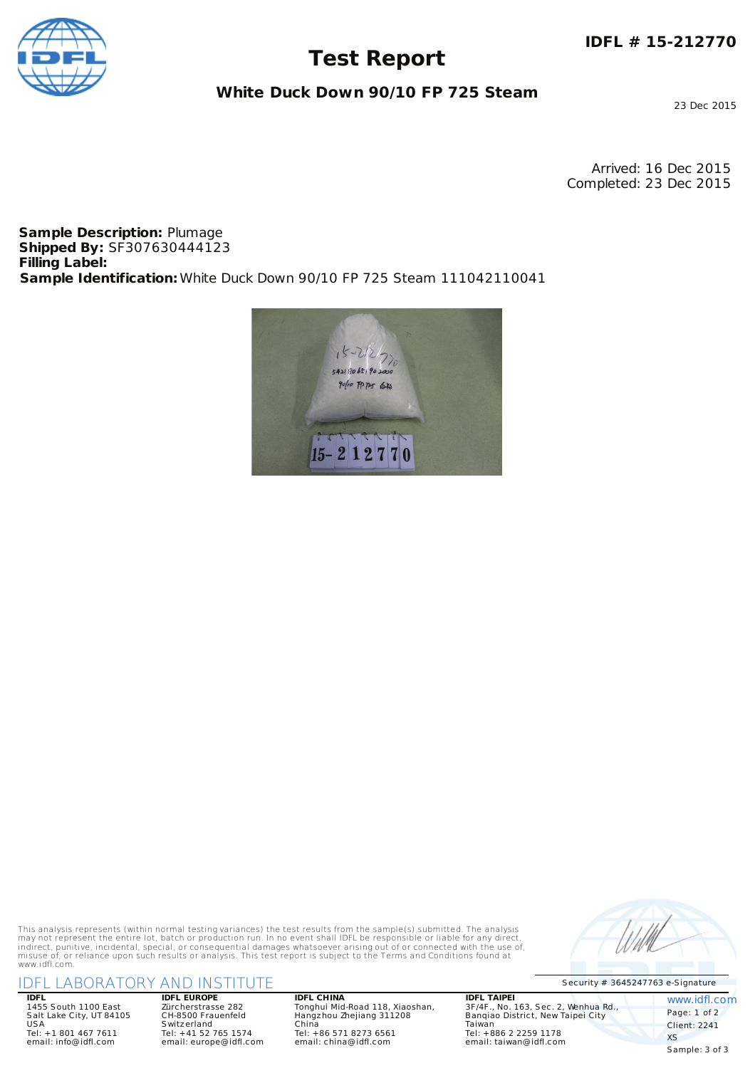# Test Report

**IDFL # 15-212770**

## White Duck Down 90/10 FP 725 Steam

23 Dec 2015

Arrived: 16 Dec 2015
Completed: 23 Dec 2015

**Sample Description:** Plumage
**Shipped By:** SF307630444123
**Filling Label:**
**Sample Identification:** White Duck Down 90/10 FP 725 Steam 111042110041

This analysis represents (within normal testing variances) the test results from the sample(s) submitted. The analysis may not represent the entire lot, batch or production run. In no event shall IDFL be responsible or liable for any direct, indirect, punitive, incidental, special, or consequential damages whatsoever arising out of or connected with the use of, misuse of, or reliance upon such results or analysis. This test report is subject to the Terms and Conditions found at www.idfl.com.

Security # 3645247763 e-Signature

IDFL LABORATORY AND INSTITUTE

**IDFL**
1455 South 1100 East
Salt Lake City, UT 84105
USA
Tel: +1 801 467 7611
email: info@idfl.com

**IDFL EUROPE**
Zürcherstrasse 282
CH-8500 Frauenfeld
Switzerland
Tel: +41 52 765 1574
email: europe@idfl.com

**IDFL CHINA**
Tonghui Mid-Road 118, Xiaoshan,
Hangzhou Zhejiang 311208
China
Tel: +86 571 8273 6561
email: china@idfl.com

**IDFL TAIPEI**
3F/4F., No. 163, Sec. 2, Wenhua Rd.,
Banqiao District, New Taipei City
Taiwan
Tel: +886 2 2259 1178
email: taiwan@idfl.com

www.idfl.com
Client: 2241
XS
Sample: 3 of 3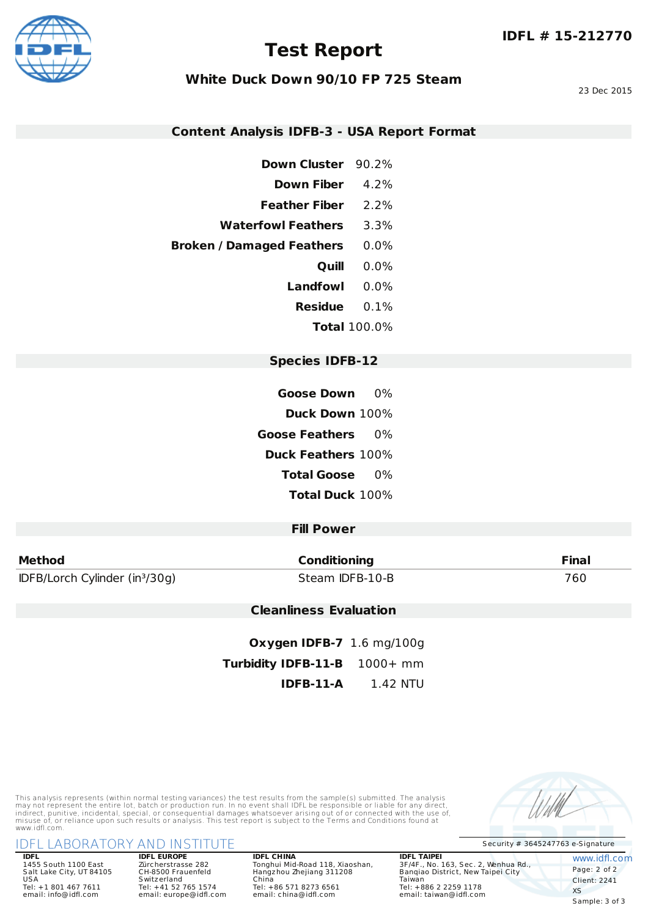**IDFL # 15-212770**

# Test Report

## White Duck Down 90/10 FP 725 Steam

23 Dec 2015

### Content Analysis IDFB-3 - USA Report Format

| | |
|---|---|
| **Down Cluster** | 90.2% |
| **Down Fiber** | 4.2% |
| **Feather Fiber** | 2.2% |
| **Waterfowl Feathers** | 3.3% |
| **Broken / Damaged Feathers** | 0.0% |
| **Quill** | 0.0% |
| **Landfowl** | 0.0% |
| **Residue** | 0.1% |
| **Total** | 100.0% |

### Species IDFB-12

| | |
|---|---|
| **Goose Down** | 0% |
| **Duck Down** | 100% |
| **Goose Feathers** | 0% |
| **Duck Feathers** | 100% |
| **Total Goose** | 0% |
| **Total Duck** | 100% |

### Fill Power

| Method | Conditioning | Final |
|---|---|---|
| IDFB/Lorch Cylinder ($in^3$/30g) | Steam IDFB-10-B | 760 |

### Cleanliness Evaluation

| | |
|---|---|
| **Oxygen IDFB-7** | 1.6 mg/100g |
| **Turbidity IDFB-11-B** | 1000+ mm |
| **IDFB-11-A** | 1.42 NTU |

This analysis represents (within normal testing variances) the test results from the sample(s) submitted. The analysis may not represent the entire lot, batch or production run. In no event shall IDFL be responsible or liable for any direct, indirect, punitive, incidental, special, or consequential damages whatsoever arising out of or connected with the use of, misuse of, or reliance upon such results or analysis. This test report is subject to the Terms and Conditions found at www.idfl.com.

Security # 3645247763 e-Signature

IDFL LABORATORY AND INSTITUTE

**IDFL**
1455 South 1100 East
Salt Lake City, UT 84105
USA
Tel: +1 801 467 7611
email: info@idfl.com

**IDFL EUROPE**
Zürcherstrasse 282
CH-8500 Frauenfeld
Switzerland
Tel: +41 52 765 1574
email: europe@idfl.com

**IDFL CHINA**
Tonghui Mid-Road 118, Xiaoshan,
Hangzhou Zhejiang 311208
China
Tel: +86 571 8273 6561
email: china@idfl.com

**IDFL TAIPEI**
3F/4F., No. 163, Sec. 2, Wenhua Rd.,
Banqiao District, New Taipei City
Taiwan
Tel: +886 2 2259 1178
email: taiwan@idfl.com

www.idfl.com
Client: 2241
XS
Sample: 3 of 3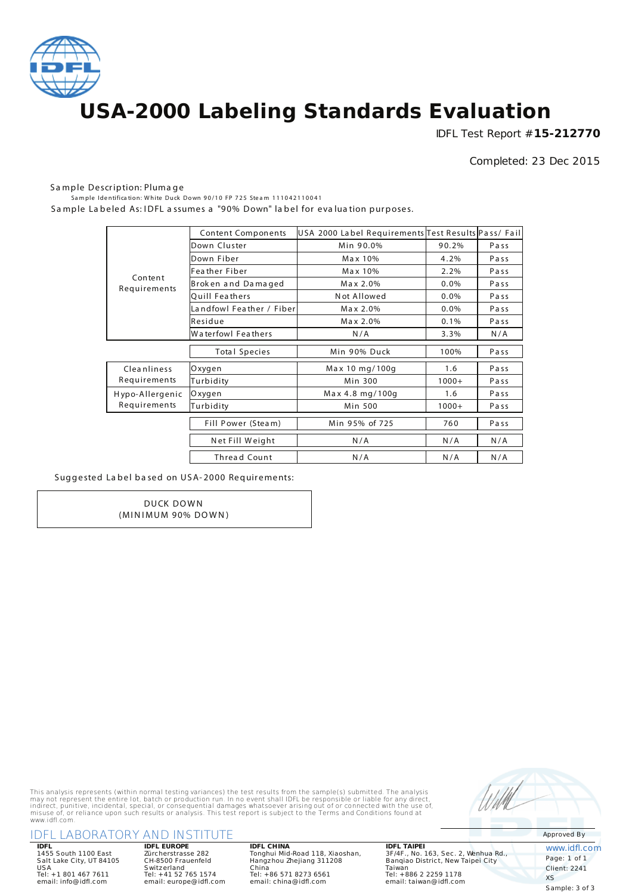# USA-2000 Labeling Standards Evaluation

IDFL Test Report #**15-212770**

Completed: 23 Dec 2015

Sample Description: Plumage

Sample Identification: White Duck Down 90/10 FP 725 Steam 111042110041

Sample Labeled As: IDFL assumes a "90% Down" label for evaluation purposes.

| | Content Components | USA 2000 Label Requirements | Test Results | Pass/ Fail |
|---|---|---|---|---|
| Content Requirements | Down Cluster | Min 90.0% | 90.2% | Pass |
| | Down Fiber | Max 10% | 4.2% | Pass |
| | Feather Fiber | Max 10% | 2.2% | Pass |
| | Broken and Damaged | Max 2.0% | 0.0% | Pass |
| | Quill Feathers | Not Allowed | 0.0% | Pass |
| | Landfowl Feather / Fiber | Max 2.0% | 0.0% | Pass |
| | Residue | Max 2.0% | 0.1% | Pass |
| | Waterfowl Feathers | N/A | 3.3% | N/A |
| | Total Species | Min 90% Duck | 100% | Pass |
| Cleanliness Requirements | Oxygen | Max 10 mg/100g | 1.6 | Pass |
| | Turbidity | Min 300 | 1000+ | Pass |
| Hypo-Allergenic Requirements | Oxygen | Max 4.8 mg/100g | 1.6 | Pass |
| | Turbidity | Min 500 | 1000+ | Pass |
| | Fill Power (Steam) | Min 95% of 725 | 760 | Pass |
| | Net Fill Weight | N/A | N/A | N/A |
| | Thread Count | N/A | N/A | N/A |

Suggested Label based on USA-2000 Requirements:

DUCK DOWN
(MINIMUM 90% DOWN)

This analysis represents (within normal testing variances) the test results from the sample(s) submitted. The analysis may not represent the entire lot, batch or production run. In no event shall IDFL be responsible or liable for any direct, indirect, punitive, incidental, special, or consequential damages whatsoever arising out of or connected with the use of, misuse of, or reliance upon such results or analysis. This test report is subject to the Terms and Conditions found at www.idfl.com.

Approved By

IDFL LABORATORY AND INSTITUTE

**IDFL**
1455 South 1100 East
Salt Lake City, UT 84105
USA
Tel: +1 801 467 7611
email: info@idfl.com

**IDFL EUROPE**
Zürcherstrasse 282
CH-8500 Frauenfeld
Switzerland
Tel: +41 52 765 1574
email: europe@idfl.com

**IDFL CHINA**
Tonghui Mid-Road 118, Xiaoshan,
Hangzhou Zhejiang 311208
China
Tel: +86 571 8273 6561
email: china@idfl.com

**IDFL TAIPEI**
3F/4F., No. 163, Sec. 2, Wenhua Rd.,
Banqiao District, New Taipei City
Taiwan
Tel: +886 2 2259 1178
email: taiwan@idfl.com

www.idfl.com
Client: 2241
XS
Sample: 3 of 3